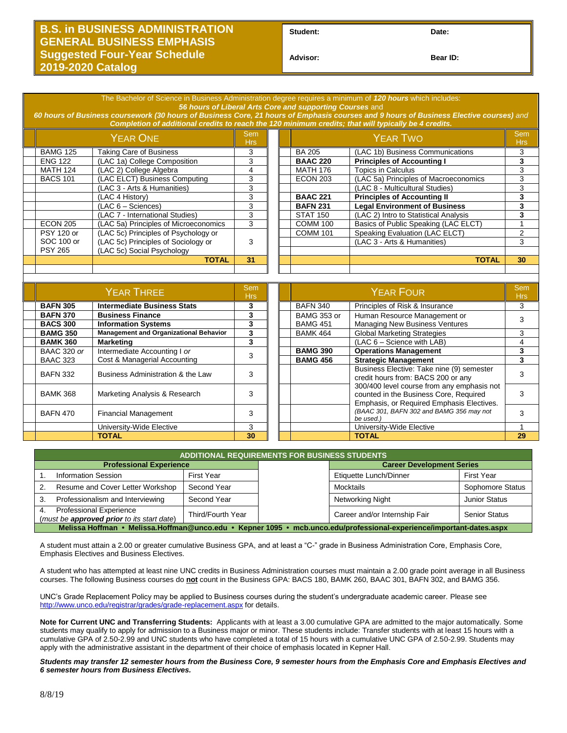# B.S. in BUSINESS ADMINISTRATION
## GENERAL BUSINESS EMPHASIS
## Suggested Four-Year Schedule
## 2019-2020 Catalog

| Student: | Date: |
|---|---|
| Advisor: | Bear ID: |

The Bachelor of Science in Business Administration degree requires a minimum of ***120 hours*** which includes:
***56 hours of Liberal Arts Core and supporting Courses*** and
***60 hours of Business coursework (30 hours of Business Core, 21 hours of Emphasis courses and 9 hours of Business Elective courses)*** *and* ***Completion of additional credits to reach the 120 minimum credits; that will typically be 4 credits.***

| Year One | | Sem Hrs |
|---|---|---|
| BAMG 125 | Taking Care of Business | 3 |
| ENG 122 | (LAC 1a) College Composition | 3 |
| MATH 124 | (LAC 2) College Algebra | 4 |
| BACS 101 | (LAC ELCT) Business Computing | 3 |
| | (LAC 3 - Arts & Humanities) | 3 |
| | (LAC 4 History) | 3 |
| | (LAC 6 – Sciences) | 3 |
| | (LAC 7 - International Studies) | 3 |
| ECON 205 | (LAC 5a) Principles of Microeconomics | 3 |
| PSY 120 or SOC 100 or PSY 265 | (LAC 5c) Principles of Psychology or (LAC 5c) Principles of Sociology or (LAC 5c) Social Psychology | 3 |
| | **TOTAL** | **31** |

| Year Two | | Sem Hrs |
|---|---|---|
| BA 205 | (LAC 1b) Business Communications | 3 |
| **BAAC 220** | **Principles of Accounting I** | **3** |
| MATH 176 | Topics in Calculus | 3 |
| ECON 203 | (LAC 5a) Principles of Macroeconomics | 3 |
| | (LAC 8 - Multicultural Studies) | 3 |
| **BAAC 221** | **Principles of Accounting II** | **3** |
| **BAFN 231** | **Legal Environment of Business** | **3** |
| STAT 150 | (LAC 2) Intro to Statistical Analysis | **3** |
| COMM 100 | Basics of Public Speaking (LAC ELCT) | 1 |
| COMM 101 | Speaking Evaluation (LAC ELCT) | 2 |
| | (LAC 3 - Arts & Humanities) | 3 |
| | **TOTAL** | **30** |

| Year Three | | Sem Hrs |
|---|---|---|
| **BAFN 305** | **Intermediate Business Stats** | **3** |
| **BAFN 370** | **Business Finance** | **3** |
| **BACS 300** | **Information Systems** | **3** |
| **BAMG 350** | **Management and Organizational Behavior** | **3** |
| **BAMK 360** | **Marketing** | **3** |
| BAAC 320 *or* BAAC 323 | Intermediate Accounting I *or* Cost & Managerial Accounting | 3 |
| BAFN 332 | Business Administration & the Law | 3 |
| BAMK 368 | Marketing Analysis & Research | 3 |
| BAFN 470 | Financial Management | 3 |
| | University-Wide Elective | 3 |
| | **TOTAL** | **30** |

| Year Four | | Sem Hrs |
|---|---|---|
| BAFN 340 | Principles of Risk & Insurance | 3 |
| BAMG 353 or BAMG 451 | Human Resource Management or Managing New Business Ventures | 3 |
| BAMK 464 | Global Marketing Strategies | 3 |
| | (LAC 6 – Science with LAB) | 4 |
| **BAMG 390** | **Operations Management** | **3** |
| **BAMG 456** | **Strategic Management** | **3** |
| | Business Elective: Take nine (9) semester credit hours from: BACS 200 or any 300/400 level course from any emphasis not counted in the Business Core, Required Emphasis, or Required Emphasis Electives. *(BAAC 301, BAFN 302 and BAMG 356 may not be used.)* | 3 |
| | | 3 |
| | | 3 |
| | University-Wide Elective | 1 |
| | **TOTAL** | **29** |

| ADDITIONAL REQUIREMENTS FOR BUSINESS STUDENTS | | | |
|---|---|---|---|
| **Professional Experience** | | **Career Development Series** | |
| 1. Information Session | First Year | Etiquette Lunch/Dinner | First Year |
| 2. Resume and Cover Letter Workshop | Second Year | Mocktails | Sophomore Status |
| 3. Professionalism and Interviewing | Second Year | Networking Night | Junior Status |
| 4. Professional Experience (*must be* ***approved prior*** *to its start date*) | Third/Fourth Year | Career and/or Internship Fair | Senior Status |
| **Melissa Hoffman • Melissa.Hoffman@unco.edu • Kepner 1095 • mcb.unco.edu/professional-experience/important-dates.aspx** | | | |

A student must attain a 2.00 or greater cumulative Business GPA, and at least a "C-" grade in Business Administration Core, Emphasis Core, Emphasis Electives and Business Electives.

A student who has attempted at least nine UNC credits in Business Administration courses must maintain a 2.00 grade point average in all Business courses. The following Business courses do **not** count in the Business GPA: BACS 180, BAMK 260, BAAC 301, BAFN 302, and BAMG 356.

UNC's Grade Replacement Policy may be applied to Business courses during the student's undergraduate academic career. Please see http://www.unco.edu/registrar/grades/grade-replacement.aspx for details.

**Note for Current UNC and Transferring Students:** Applicants with at least a 3.00 cumulative GPA are admitted to the major automatically. Some students may qualify to apply for admission to a Business major or minor. These students include: Transfer students with at least 15 hours with a cumulative GPA of 2.50-2.99 and UNC students who have completed a total of 15 hours with a cumulative UNC GPA of 2.50-2.99. Students may apply with the administrative assistant in the department of their choice of emphasis located in Kepner Hall.

***Students may transfer 12 semester hours from the Business Core, 9 semester hours from the Emphasis Core and Emphasis Electives and 6 semester hours from Business Electives.***

8/8/19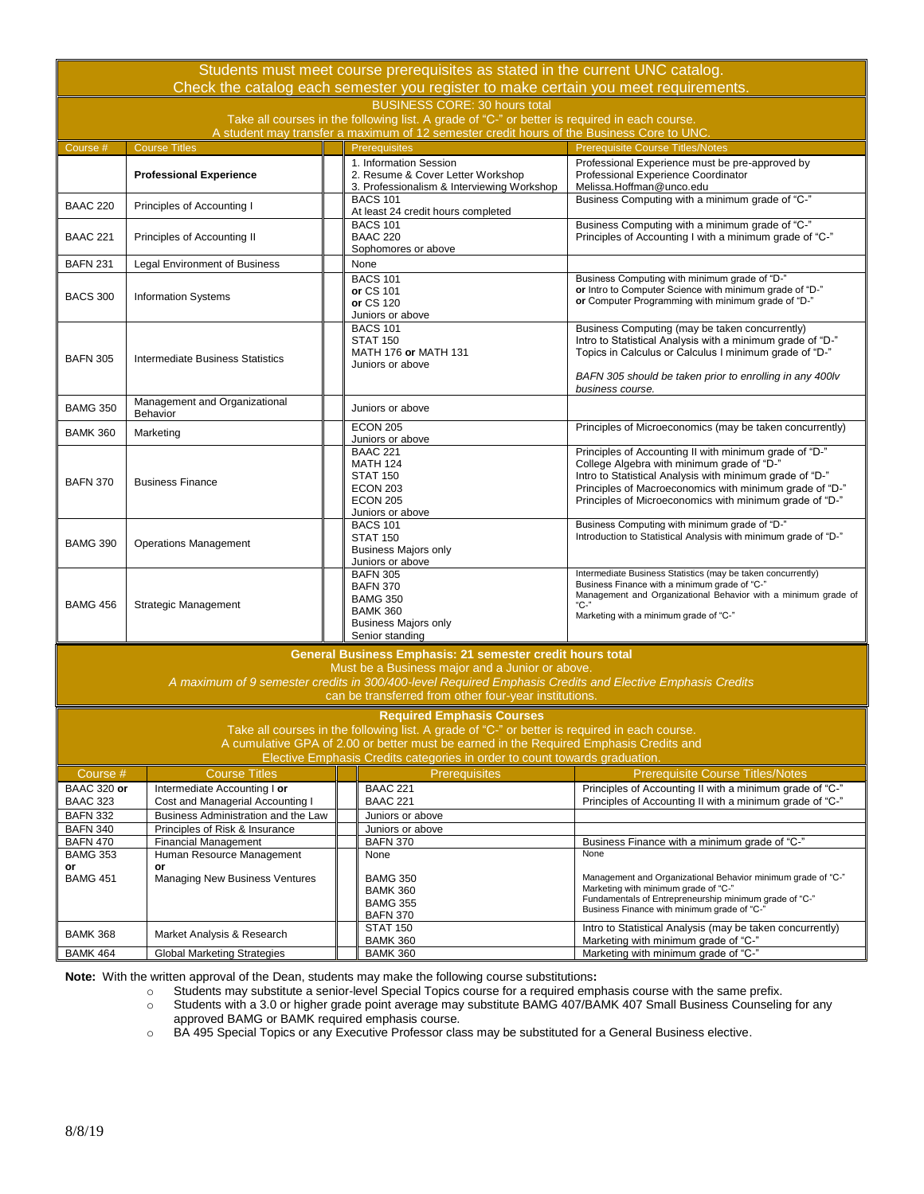Students must meet course prerequisites as stated in the current UNC catalog.
Check the catalog each semester you register to make certain you meet requirements.

**BUSINESS CORE: 30 hours total**

Take all courses in the following list. A grade of "C-" or better is required in each course.
A student may transfer a maximum of 12 semester credit hours of the Business Core to UNC.

| Course # | Course Titles | | Prerequisites | Prerequisite Course Titles/Notes |
|---|---|---|---|---|
| | **Professional Experience** | | 1. Information Session<br>2. Resume & Cover Letter Workshop<br>3. Professionalism & Interviewing Workshop | Professional Experience must be pre-approved by Professional Experience Coordinator Melissa.Hoffman@unco.edu |
| BAAC 220 | Principles of Accounting I | | BACS 101<br>At least 24 credit hours completed | Business Computing with a minimum grade of "C-" |
| BAAC 221 | Principles of Accounting II | | BACS 101<br>BAAC 220<br>Sophomores or above | Business Computing with a minimum grade of "C-"<br>Principles of Accounting I with a minimum grade of "C-" |
| BAFN 231 | Legal Environment of Business | | None | |
| BACS 300 | Information Systems | | BACS 101<br>**or** CS 101<br>**or** CS 120<br>Juniors or above | Business Computing with minimum grade of "D-"<br>**or** Intro to Computer Science with minimum grade of "D-"<br>**or** Computer Programming with minimum grade of "D-" |
| BAFN 305 | Intermediate Business Statistics | | BACS 101<br>STAT 150<br>MATH 176 **or** MATH 131<br>Juniors or above | Business Computing (may be taken concurrently)<br>Intro to Statistical Analysis with a minimum grade of "D-"<br>Topics in Calculus or Calculus I minimum grade of "D-"<br>*BAFN 305 should be taken prior to enrolling in any 400lv business course.* |
| BAMG 350 | Management and Organizational Behavior | | Juniors or above | |
| BAMK 360 | Marketing | | ECON 205<br>Juniors or above | Principles of Microeconomics (may be taken concurrently) |
| BAFN 370 | Business Finance | | BAAC 221<br>MATH 124<br>STAT 150<br>ECON 203<br>ECON 205<br>Juniors or above | Principles of Accounting II with minimum grade of "D-"<br>College Algebra with minimum grade of "D-"<br>Intro to Statistical Analysis with minimum grade of "D-"<br>Principles of Macroeconomics with minimum grade of "D-"<br>Principles of Microeconomics with minimum grade of "D-" |
| BAMG 390 | Operations Management | | BACS 101<br>STAT 150<br>Business Majors only<br>Juniors or above | Business Computing with minimum grade of "D-"<br>Introduction to Statistical Analysis with minimum grade of "D-" |
| BAMG 456 | Strategic Management | | BAFN 305<br>BAFN 370<br>BAMG 350<br>BAMK 360<br>Business Majors only<br>Senior standing | Intermediate Business Statistics (may be taken concurrently)<br>Business Finance with a minimum grade of "C-"<br>Management and Organizational Behavior with a minimum grade of "C-"<br>Marketing with a minimum grade of "C-" |

**General Business Emphasis: 21 semester credit hours total**

Must be a Business major and a Junior or above.

*A maximum of 9 semester credits in 300/400-level Required Emphasis Credits and Elective Emphasis Credits* can be transferred from other four-year institutions.

**Required Emphasis Courses**

Take all courses in the following list. A grade of "C-" or better is required in each course.
A cumulative GPA of 2.00 or better must be earned in the Required Emphasis Credits and Elective Emphasis Credits categories in order to count towards graduation.

| Course # | Course Titles | | Prerequisites | Prerequisite Course Titles/Notes |
|---|---|---|---|---|
| BAAC 320 **or**<br>BAAC 323 | Intermediate Accounting I **or**<br>Cost and Managerial Accounting I | | BAAC 221<br>BAAC 221 | Principles of Accounting II with a minimum grade of "C-"<br>Principles of Accounting II with a minimum grade of "C-" |
| BAFN 332 | Business Administration and the Law | | Juniors or above | |
| BAFN 340 | Principles of Risk & Insurance | | Juniors or above | |
| BAFN 470 | Financial Management | | BAFN 370 | Business Finance with a minimum grade of "C-" |
| BAMG 353<br>**or**<br>BAMG 451 | Human Resource Management<br>**or**<br>Managing New Business Ventures | | None<br><br>BAMG 350<br>BAMK 360<br>BAMG 355<br>BAFN 370 | None<br><br>Management and Organizational Behavior minimum grade of "C-"<br>Marketing with minimum grade of "C-"<br>Fundamentals of Entrepreneurship minimum grade of "C-"<br>Business Finance with minimum grade of "C-" |
| BAMK 368 | Market Analysis & Research | | STAT 150<br>BAMK 360 | Intro to Statistical Analysis (may be taken concurrently)<br>Marketing with minimum grade of "C-" |
| BAMK 464 | Global Marketing Strategies | | BAMK 360 | Marketing with minimum grade of "C-" |

**Note:** With the written approval of the Dean, students may make the following course substitutions**:**

- Students may substitute a senior-level Special Topics course for a required emphasis course with the same prefix.
- Students with a 3.0 or higher grade point average may substitute BAMG 407/BAMK 407 Small Business Counseling for any approved BAMG or BAMK required emphasis course.
- BA 495 Special Topics or any Executive Professor class may be substituted for a General Business elective.

8/8/19